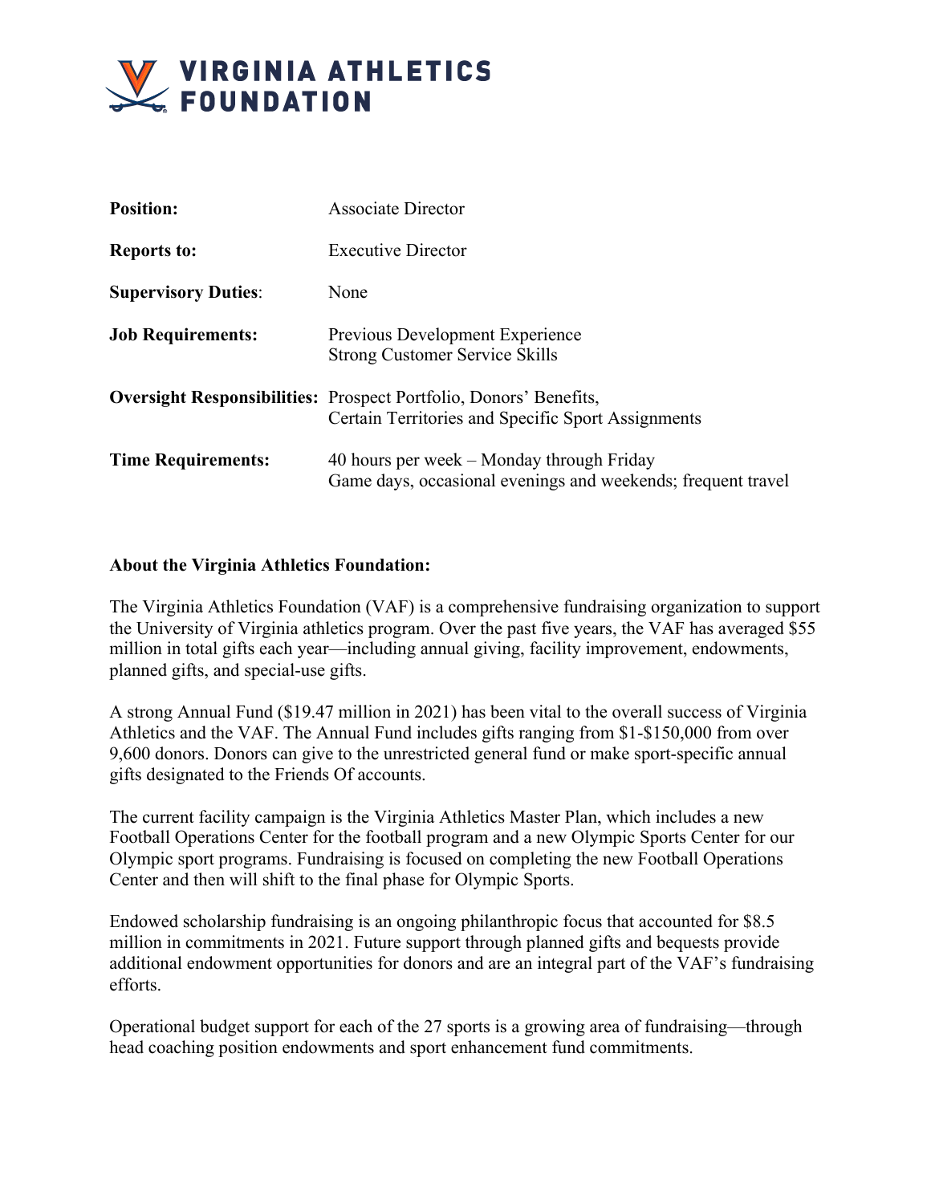# VIRGINIA ATHLETICS FOUNDATION

| | |
|---|---|
| **Position:** | Associate Director |
| **Reports to:** | Executive Director |
| **Supervisory Duties**: | None |
| **Job Requirements:** | Previous Development Experience<br>Strong Customer Service Skills |
| **Oversight Responsibilities:** | Prospect Portfolio, Donors' Benefits,<br>Certain Territories and Specific Sport Assignments |
| **Time Requirements:** | 40 hours per week – Monday through Friday<br>Game days, occasional evenings and weekends; frequent travel |

**About the Virginia Athletics Foundation:**

The Virginia Athletics Foundation (VAF) is a comprehensive fundraising organization to support the University of Virginia athletics program. Over the past five years, the VAF has averaged $55 million in total gifts each year—including annual giving, facility improvement, endowments, planned gifts, and special-use gifts.

A strong Annual Fund ($19.47 million in 2021) has been vital to the overall success of Virginia Athletics and the VAF. The Annual Fund includes gifts ranging from $1-$150,000 from over 9,600 donors. Donors can give to the unrestricted general fund or make sport-specific annual gifts designated to the Friends Of accounts.

The current facility campaign is the Virginia Athletics Master Plan, which includes a new Football Operations Center for the football program and a new Olympic Sports Center for our Olympic sport programs. Fundraising is focused on completing the new Football Operations Center and then will shift to the final phase for Olympic Sports.

Endowed scholarship fundraising is an ongoing philanthropic focus that accounted for $8.5 million in commitments in 2021. Future support through planned gifts and bequests provide additional endowment opportunities for donors and are an integral part of the VAF's fundraising efforts.

Operational budget support for each of the 27 sports is a growing area of fundraising—through head coaching position endowments and sport enhancement fund commitments.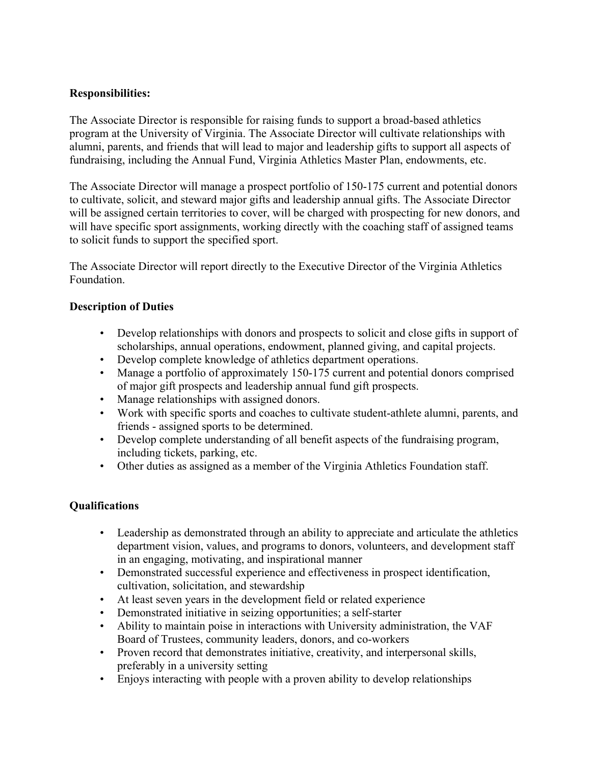**Responsibilities:**

The Associate Director is responsible for raising funds to support a broad-based athletics program at the University of Virginia. The Associate Director will cultivate relationships with alumni, parents, and friends that will lead to major and leadership gifts to support all aspects of fundraising, including the Annual Fund, Virginia Athletics Master Plan, endowments, etc.

The Associate Director will manage a prospect portfolio of 150-175 current and potential donors to cultivate, solicit, and steward major gifts and leadership annual gifts. The Associate Director will be assigned certain territories to cover, will be charged with prospecting for new donors, and will have specific sport assignments, working directly with the coaching staff of assigned teams to solicit funds to support the specified sport.

The Associate Director will report directly to the Executive Director of the Virginia Athletics Foundation.

**Description of Duties**

- Develop relationships with donors and prospects to solicit and close gifts in support of scholarships, annual operations, endowment, planned giving, and capital projects.
- Develop complete knowledge of athletics department operations.
- Manage a portfolio of approximately 150-175 current and potential donors comprised of major gift prospects and leadership annual fund gift prospects.
- Manage relationships with assigned donors.
- Work with specific sports and coaches to cultivate student-athlete alumni, parents, and friends - assigned sports to be determined.
- Develop complete understanding of all benefit aspects of the fundraising program, including tickets, parking, etc.
- Other duties as assigned as a member of the Virginia Athletics Foundation staff.

**Qualifications**

- Leadership as demonstrated through an ability to appreciate and articulate the athletics department vision, values, and programs to donors, volunteers, and development staff in an engaging, motivating, and inspirational manner
- Demonstrated successful experience and effectiveness in prospect identification, cultivation, solicitation, and stewardship
- At least seven years in the development field or related experience
- Demonstrated initiative in seizing opportunities; a self-starter
- Ability to maintain poise in interactions with University administration, the VAF Board of Trustees, community leaders, donors, and co-workers
- Proven record that demonstrates initiative, creativity, and interpersonal skills, preferably in a university setting
- Enjoys interacting with people with a proven ability to develop relationships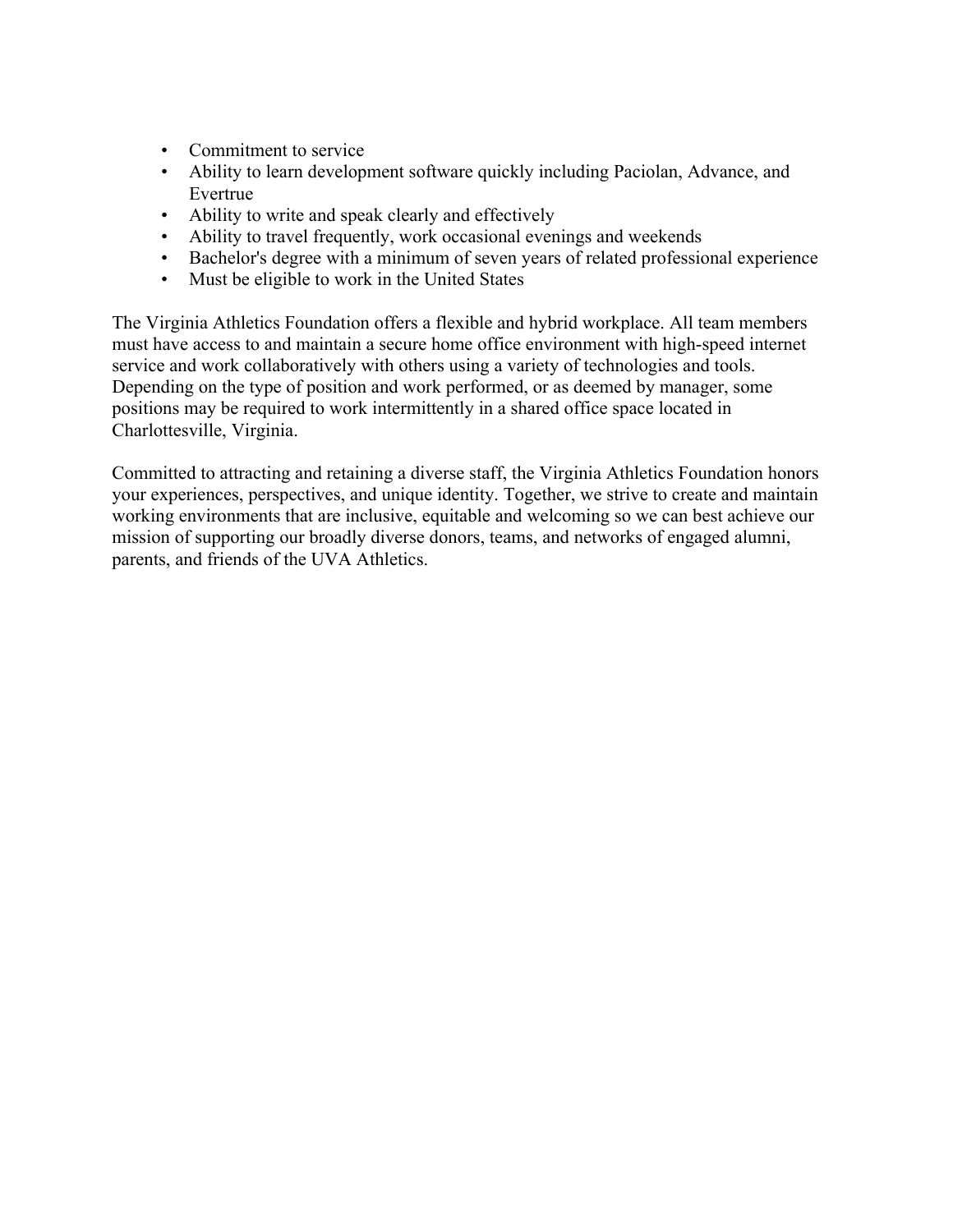- Commitment to service
- Ability to learn development software quickly including Paciolan, Advance, and Evertrue
- Ability to write and speak clearly and effectively
- Ability to travel frequently, work occasional evenings and weekends
- Bachelor's degree with a minimum of seven years of related professional experience
- Must be eligible to work in the United States

The Virginia Athletics Foundation offers a flexible and hybrid workplace. All team members must have access to and maintain a secure home office environment with high-speed internet service and work collaboratively with others using a variety of technologies and tools. Depending on the type of position and work performed, or as deemed by manager, some positions may be required to work intermittently in a shared office space located in Charlottesville, Virginia.

Committed to attracting and retaining a diverse staff, the Virginia Athletics Foundation honors your experiences, perspectives, and unique identity. Together, we strive to create and maintain working environments that are inclusive, equitable and welcoming so we can best achieve our mission of supporting our broadly diverse donors, teams, and networks of engaged alumni, parents, and friends of the UVA Athletics.